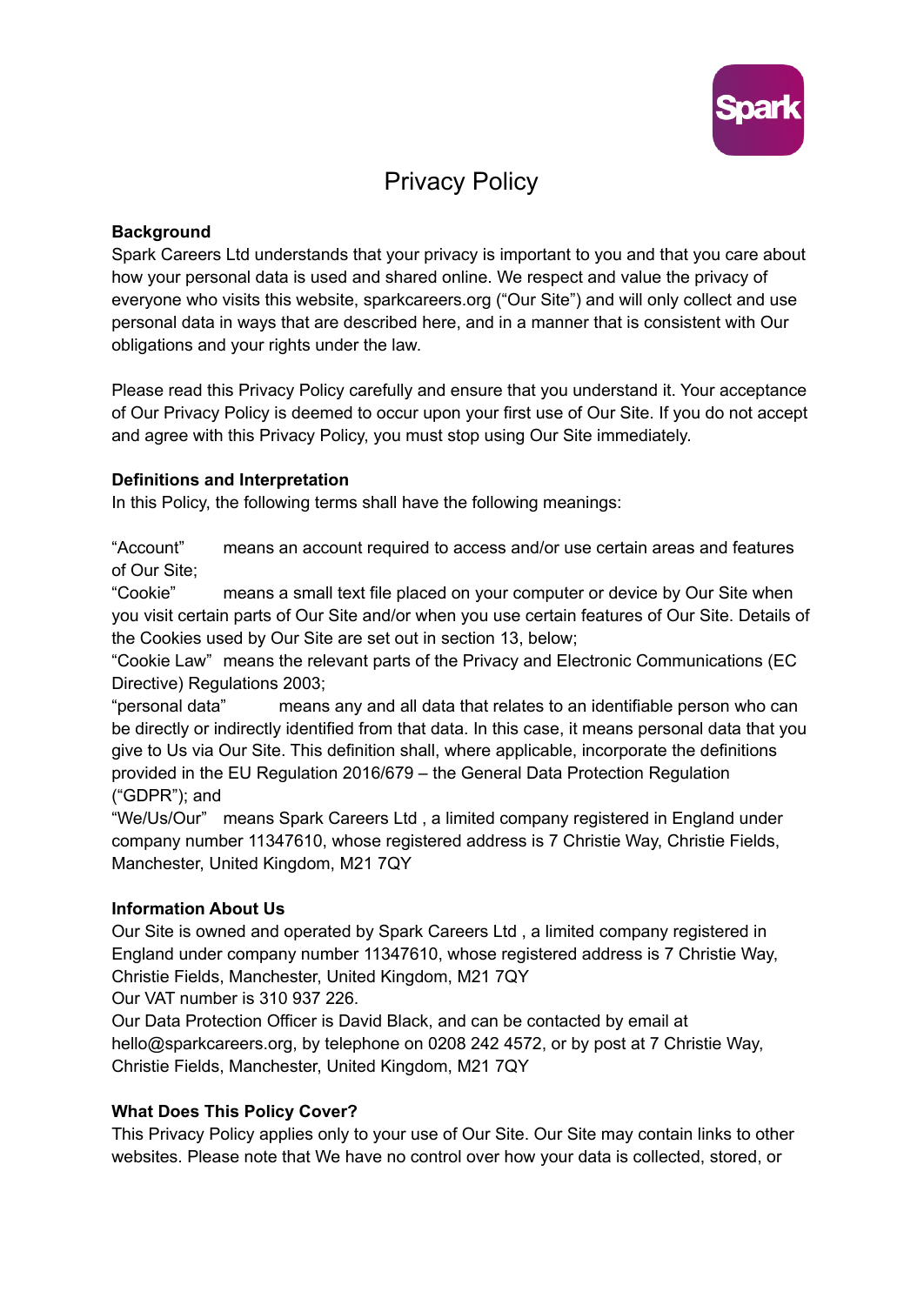# Privacy Policy

**Background**

Spark Careers Ltd understands that your privacy is important to you and that you care about how your personal data is used and shared online. We respect and value the privacy of everyone who visits this website, sparkcareers.org ("Our Site") and will only collect and use personal data in ways that are described here, and in a manner that is consistent with Our obligations and your rights under the law.

Please read this Privacy Policy carefully and ensure that you understand it. Your acceptance of Our Privacy Policy is deemed to occur upon your first use of Our Site. If you do not accept and agree with this Privacy Policy, you must stop using Our Site immediately.

**Definitions and Interpretation**

In this Policy, the following terms shall have the following meanings:

"Account" means an account required to access and/or use certain areas and features of Our Site;

"Cookie" means a small text file placed on your computer or device by Our Site when you visit certain parts of Our Site and/or when you use certain features of Our Site. Details of the Cookies used by Our Site are set out in section 13, below;

"Cookie Law" means the relevant parts of the Privacy and Electronic Communications (EC Directive) Regulations 2003;

"personal data" means any and all data that relates to an identifiable person who can be directly or indirectly identified from that data. In this case, it means personal data that you give to Us via Our Site. This definition shall, where applicable, incorporate the definitions provided in the EU Regulation 2016/679 – the General Data Protection Regulation ("GDPR"); and

"We/Us/Our" means Spark Careers Ltd , a limited company registered in England under company number 11347610, whose registered address is 7 Christie Way, Christie Fields, Manchester, United Kingdom, M21 7QY

**Information About Us**

Our Site is owned and operated by Spark Careers Ltd , a limited company registered in England under company number 11347610, whose registered address is 7 Christie Way, Christie Fields, Manchester, United Kingdom, M21 7QY

Our VAT number is 310 937 226.

Our Data Protection Officer is David Black, and can be contacted by email at hello@sparkcareers.org, by telephone on 0208 242 4572, or by post at 7 Christie Way, Christie Fields, Manchester, United Kingdom, M21 7QY

**What Does This Policy Cover?**

This Privacy Policy applies only to your use of Our Site. Our Site may contain links to other websites. Please note that We have no control over how your data is collected, stored, or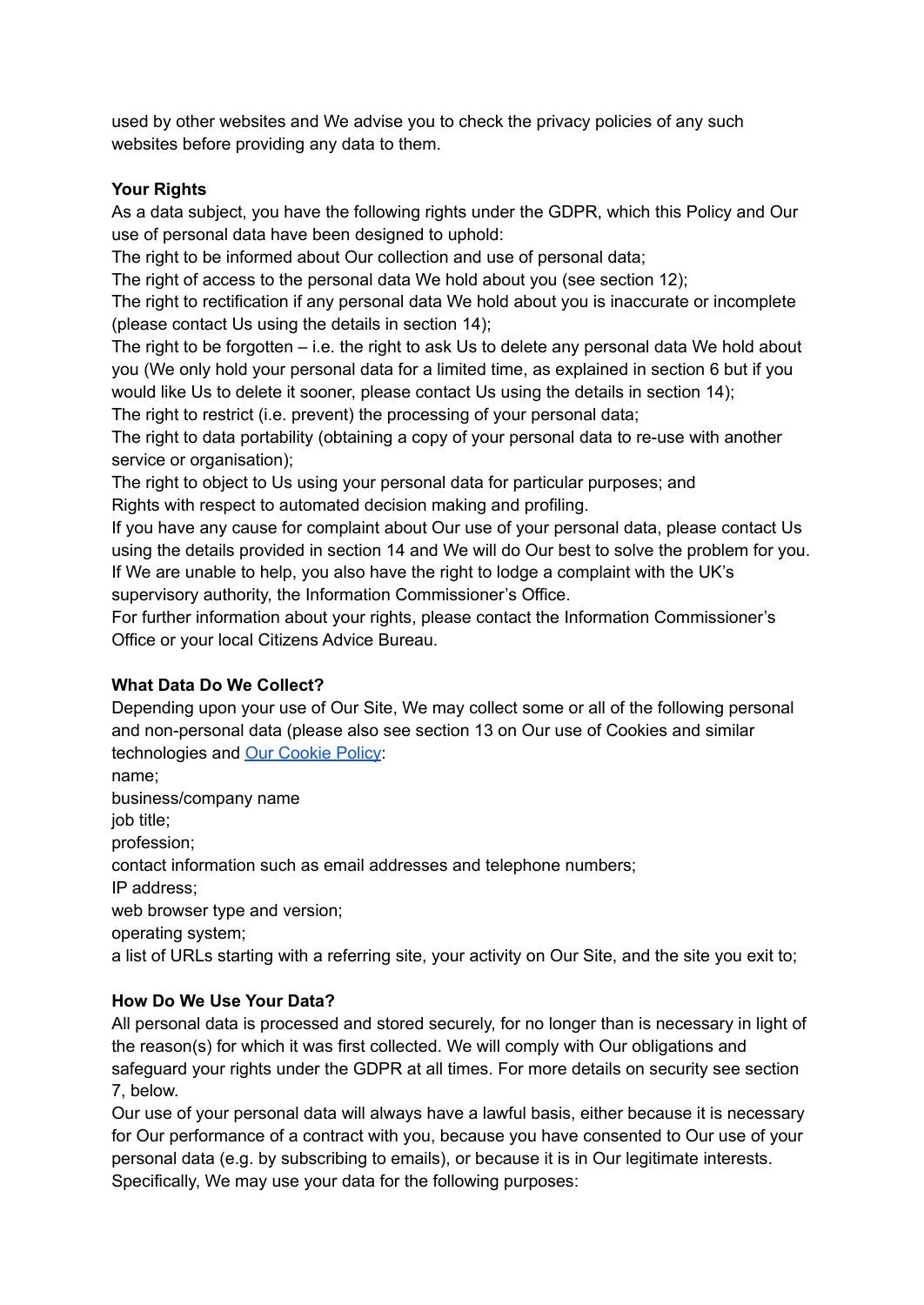used by other websites and We advise you to check the privacy policies of any such websites before providing any data to them.

**Your Rights**

As a data subject, you have the following rights under the GDPR, which this Policy and Our use of personal data have been designed to uphold:

The right to be informed about Our collection and use of personal data;

The right of access to the personal data We hold about you (see section 12);

The right to rectification if any personal data We hold about you is inaccurate or incomplete (please contact Us using the details in section 14);

The right to be forgotten – i.e. the right to ask Us to delete any personal data We hold about you (We only hold your personal data for a limited time, as explained in section 6 but if you would like Us to delete it sooner, please contact Us using the details in section 14);

The right to restrict (i.e. prevent) the processing of your personal data;

The right to data portability (obtaining a copy of your personal data to re-use with another service or organisation);

The right to object to Us using your personal data for particular purposes; and

Rights with respect to automated decision making and profiling.

If you have any cause for complaint about Our use of your personal data, please contact Us using the details provided in section 14 and We will do Our best to solve the problem for you. If We are unable to help, you also have the right to lodge a complaint with the UK's supervisory authority, the Information Commissioner's Office.

For further information about your rights, please contact the Information Commissioner's Office or your local Citizens Advice Bureau.

**What Data Do We Collect?**

Depending upon your use of Our Site, We may collect some or all of the following personal and non-personal data (please also see section 13 on Our use of Cookies and similar technologies and [Our Cookie Policy]:

name;

business/company name

job title;

profession;

contact information such as email addresses and telephone numbers;

IP address;

web browser type and version;

operating system;

a list of URLs starting with a referring site, your activity on Our Site, and the site you exit to;

**How Do We Use Your Data?**

All personal data is processed and stored securely, for no longer than is necessary in light of the reason(s) for which it was first collected. We will comply with Our obligations and safeguard your rights under the GDPR at all times. For more details on security see section 7, below.

Our use of your personal data will always have a lawful basis, either because it is necessary for Our performance of a contract with you, because you have consented to Our use of your personal data (e.g. by subscribing to emails), or because it is in Our legitimate interests. Specifically, We may use your data for the following purposes: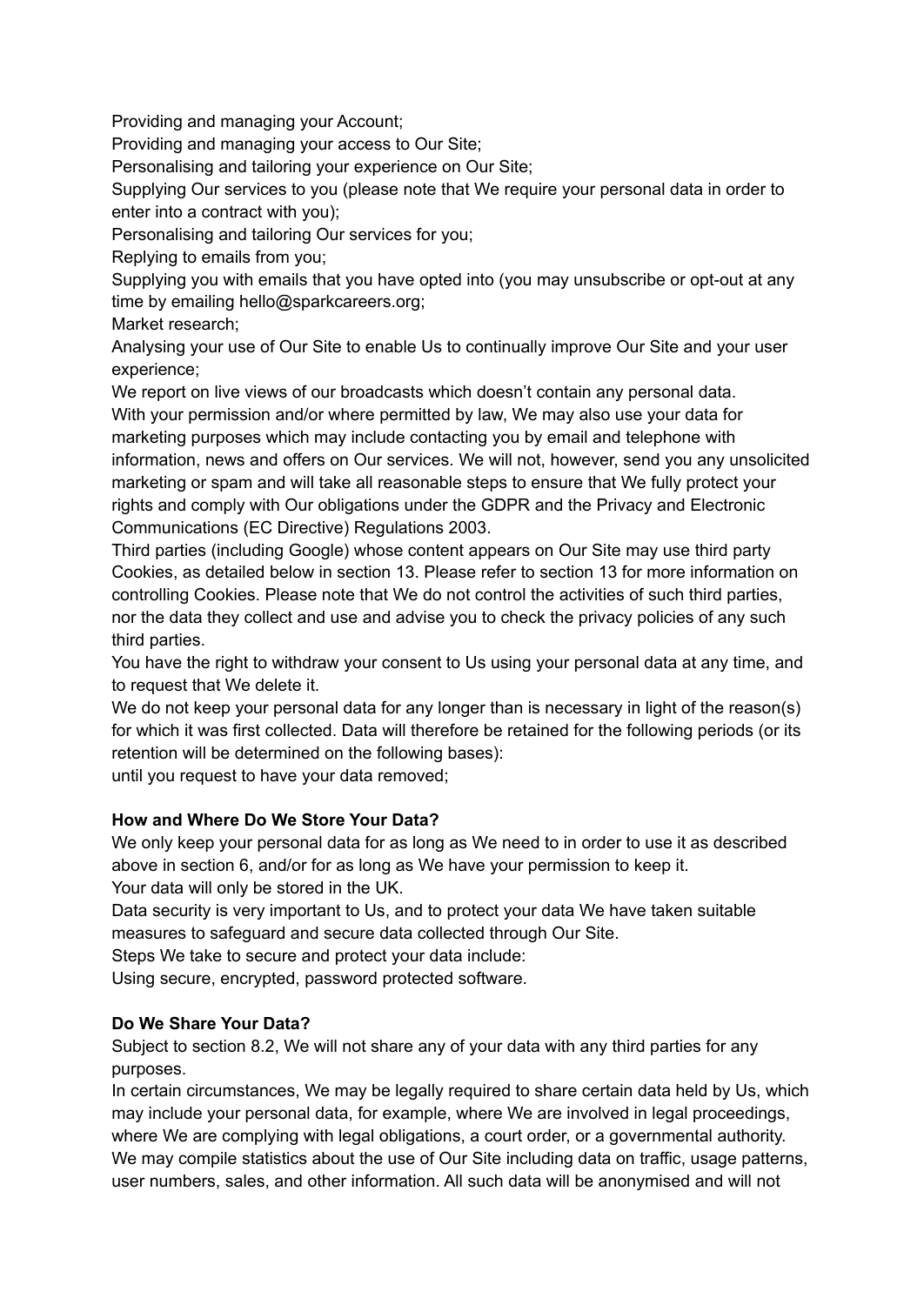Providing and managing your Account;

Providing and managing your access to Our Site;

Personalising and tailoring your experience on Our Site;

Supplying Our services to you (please note that We require your personal data in order to enter into a contract with you);

Personalising and tailoring Our services for you;

Replying to emails from you;

Supplying you with emails that you have opted into (you may unsubscribe or opt-out at any time by emailing hello@sparkcareers.org;

Market research;

Analysing your use of Our Site to enable Us to continually improve Our Site and your user experience;

We report on live views of our broadcasts which doesn't contain any personal data.

With your permission and/or where permitted by law, We may also use your data for marketing purposes which may include contacting you by email and telephone with information, news and offers on Our services. We will not, however, send you any unsolicited marketing or spam and will take all reasonable steps to ensure that We fully protect your rights and comply with Our obligations under the GDPR and the Privacy and Electronic Communications (EC Directive) Regulations 2003.

Third parties (including Google) whose content appears on Our Site may use third party Cookies, as detailed below in section 13. Please refer to section 13 for more information on controlling Cookies. Please note that We do not control the activities of such third parties, nor the data they collect and use and advise you to check the privacy policies of any such third parties.

You have the right to withdraw your consent to Us using your personal data at any time, and to request that We delete it.

We do not keep your personal data for any longer than is necessary in light of the reason(s) for which it was first collected. Data will therefore be retained for the following periods (or its retention will be determined on the following bases):

until you request to have your data removed;

**How and Where Do We Store Your Data?**

We only keep your personal data for as long as We need to in order to use it as described above in section 6, and/or for as long as We have your permission to keep it.

Your data will only be stored in the UK.

Data security is very important to Us, and to protect your data We have taken suitable measures to safeguard and secure data collected through Our Site.

Steps We take to secure and protect your data include:

Using secure, encrypted, password protected software.

**Do We Share Your Data?**

Subject to section 8.2, We will not share any of your data with any third parties for any purposes.

In certain circumstances, We may be legally required to share certain data held by Us, which may include your personal data, for example, where We are involved in legal proceedings, where We are complying with legal obligations, a court order, or a governmental authority.

We may compile statistics about the use of Our Site including data on traffic, usage patterns, user numbers, sales, and other information. All such data will be anonymised and will not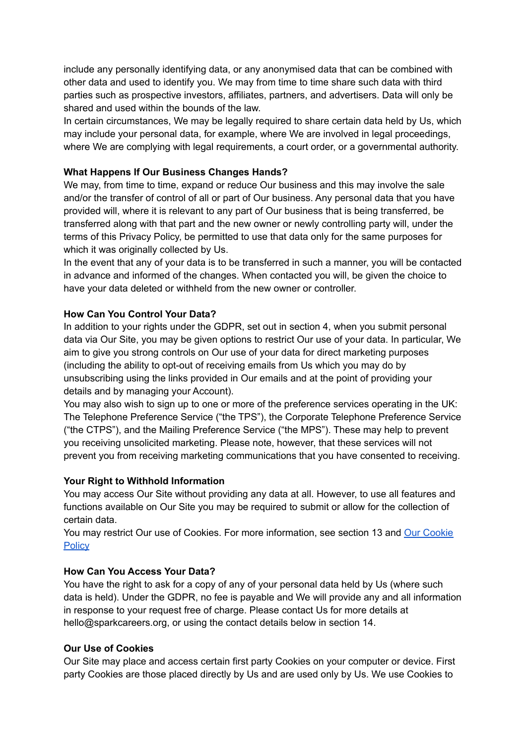include any personally identifying data, or any anonymised data that can be combined with other data and used to identify you. We may from time to time share such data with third parties such as prospective investors, affiliates, partners, and advertisers. Data will only be shared and used within the bounds of the law.

In certain circumstances, We may be legally required to share certain data held by Us, which may include your personal data, for example, where We are involved in legal proceedings, where We are complying with legal requirements, a court order, or a governmental authority.

**What Happens If Our Business Changes Hands?**

We may, from time to time, expand or reduce Our business and this may involve the sale and/or the transfer of control of all or part of Our business. Any personal data that you have provided will, where it is relevant to any part of Our business that is being transferred, be transferred along with that part and the new owner or newly controlling party will, under the terms of this Privacy Policy, be permitted to use that data only for the same purposes for which it was originally collected by Us.

In the event that any of your data is to be transferred in such a manner, you will be contacted in advance and informed of the changes. When contacted you will, be given the choice to have your data deleted or withheld from the new owner or controller.

**How Can You Control Your Data?**

In addition to your rights under the GDPR, set out in section 4, when you submit personal data via Our Site, you may be given options to restrict Our use of your data. In particular, We aim to give you strong controls on Our use of your data for direct marketing purposes (including the ability to opt-out of receiving emails from Us which you may do by unsubscribing using the links provided in Our emails and at the point of providing your details and by managing your Account).

You may also wish to sign up to one or more of the preference services operating in the UK: The Telephone Preference Service ("the TPS"), the Corporate Telephone Preference Service ("the CTPS"), and the Mailing Preference Service ("the MPS"). These may help to prevent you receiving unsolicited marketing. Please note, however, that these services will not prevent you from receiving marketing communications that you have consented to receiving.

**Your Right to Withhold Information**

You may access Our Site without providing any data at all. However, to use all features and functions available on Our Site you may be required to submit or allow for the collection of certain data.

You may restrict Our use of Cookies. For more information, see section 13 and [Our Cookie Policy]()

**How Can You Access Your Data?**

You have the right to ask for a copy of any of your personal data held by Us (where such data is held). Under the GDPR, no fee is payable and We will provide any and all information in response to your request free of charge. Please contact Us for more details at hello@sparkcareers.org, or using the contact details below in section 14.

**Our Use of Cookies**

Our Site may place and access certain first party Cookies on your computer or device. First party Cookies are those placed directly by Us and are used only by Us. We use Cookies to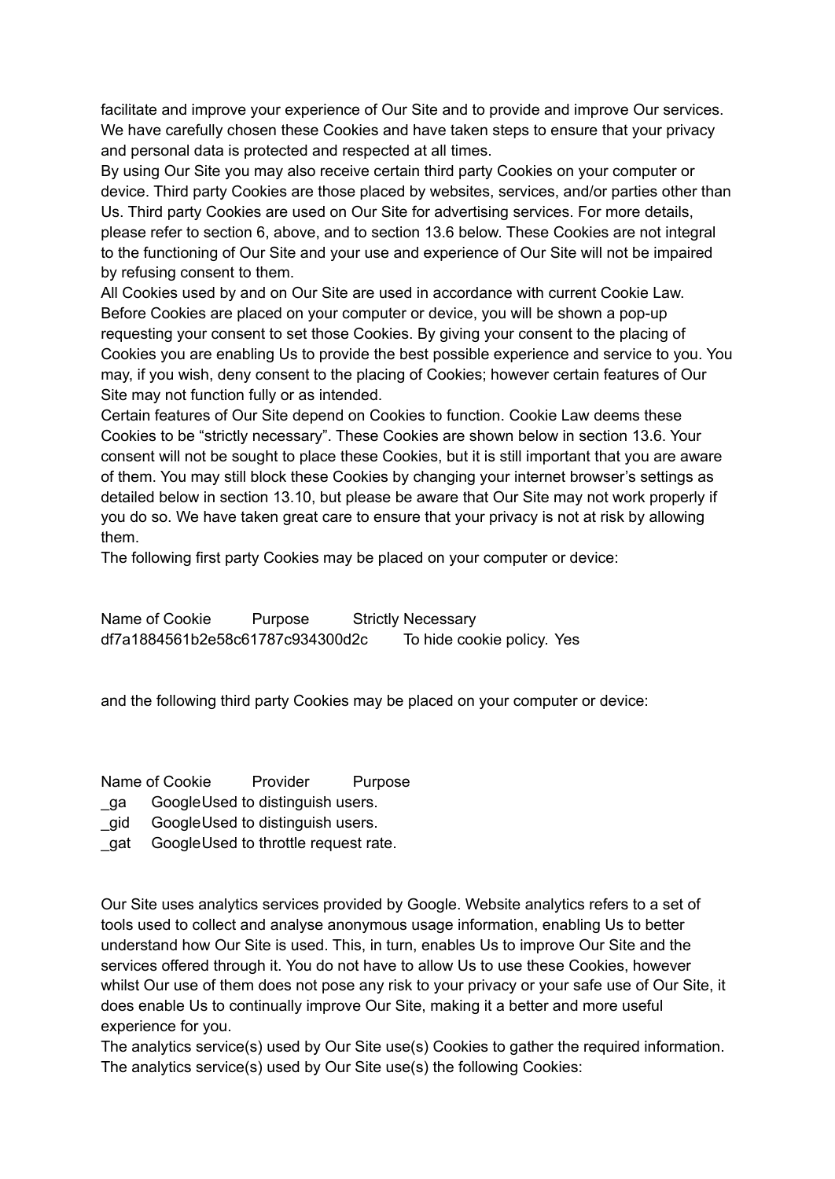facilitate and improve your experience of Our Site and to provide and improve Our services. We have carefully chosen these Cookies and have taken steps to ensure that your privacy and personal data is protected and respected at all times.

By using Our Site you may also receive certain third party Cookies on your computer or device. Third party Cookies are those placed by websites, services, and/or parties other than Us. Third party Cookies are used on Our Site for advertising services. For more details, please refer to section 6, above, and to section 13.6 below. These Cookies are not integral to the functioning of Our Site and your use and experience of Our Site will not be impaired by refusing consent to them.

All Cookies used by and on Our Site are used in accordance with current Cookie Law.

Before Cookies are placed on your computer or device, you will be shown a pop-up requesting your consent to set those Cookies. By giving your consent to the placing of Cookies you are enabling Us to provide the best possible experience and service to you. You may, if you wish, deny consent to the placing of Cookies; however certain features of Our Site may not function fully or as intended.

Certain features of Our Site depend on Cookies to function. Cookie Law deems these Cookies to be “strictly necessary”. These Cookies are shown below in section 13.6. Your consent will not be sought to place these Cookies, but it is still important that you are aware of them. You may still block these Cookies by changing your internet browser’s settings as detailed below in section 13.10, but please be aware that Our Site may not work properly if you do so. We have taken great care to ensure that your privacy is not at risk by allowing them.

The following first party Cookies may be placed on your computer or device:

| Name of Cookie | Purpose | Strictly Necessary |
| --- | --- | --- |
| df7a1884561b2e58c61787c934300d2c | To hide cookie policy. | Yes |

and the following third party Cookies may be placed on your computer or device:

| Name of Cookie | Provider | Purpose |
| --- | --- | --- |
| _ga | Google | Used to distinguish users. |
| _gid | Google | Used to distinguish users. |
| _gat | Google | Used to throttle request rate. |

Our Site uses analytics services provided by Google. Website analytics refers to a set of tools used to collect and analyse anonymous usage information, enabling Us to better understand how Our Site is used. This, in turn, enables Us to improve Our Site and the services offered through it. You do not have to allow Us to use these Cookies, however whilst Our use of them does not pose any risk to your privacy or your safe use of Our Site, it does enable Us to continually improve Our Site, making it a better and more useful experience for you.

The analytics service(s) used by Our Site use(s) Cookies to gather the required information.

The analytics service(s) used by Our Site use(s) the following Cookies: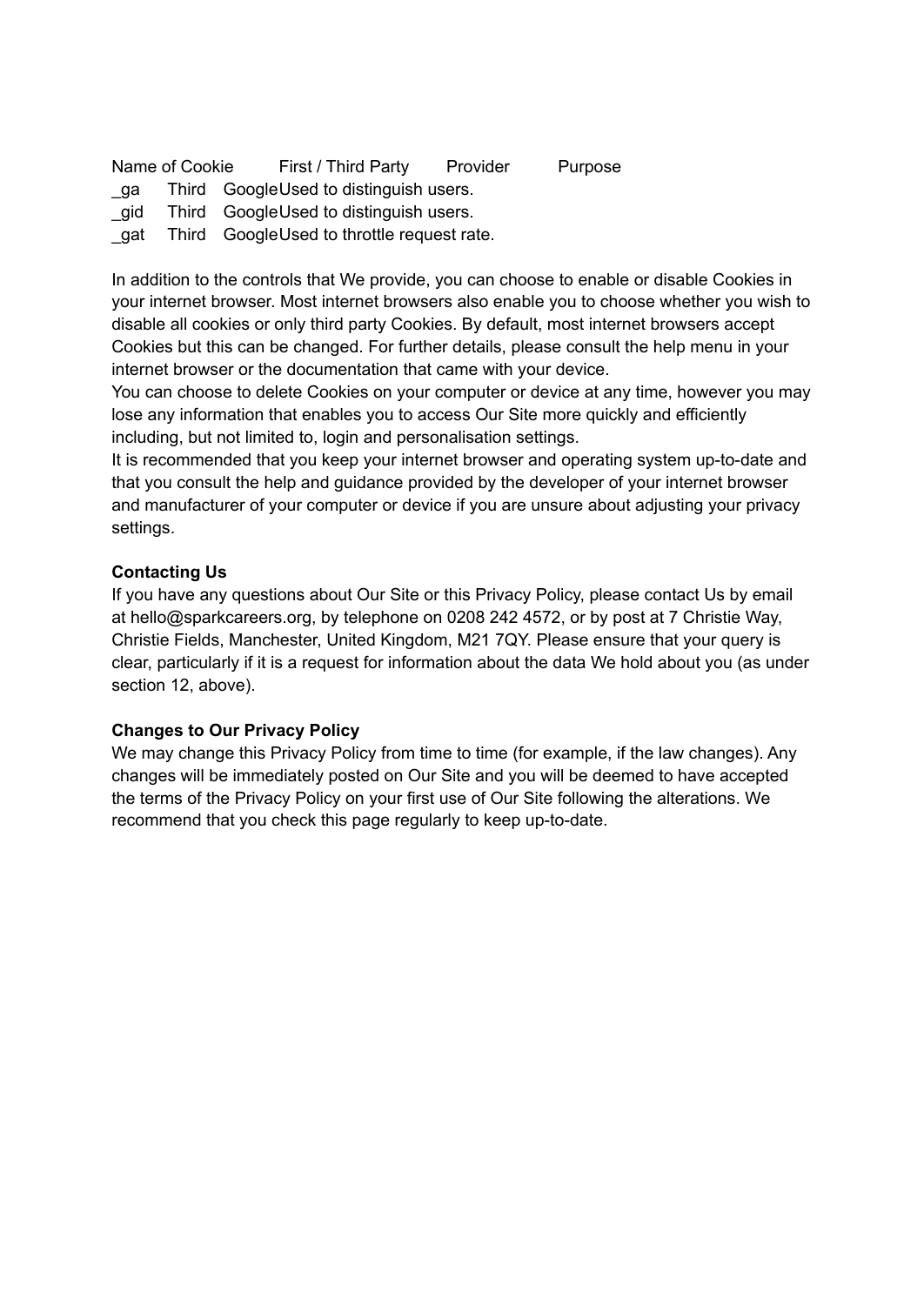| Name of Cookie | First / Third Party | Provider | Purpose |
|---|---|---|---|
| _ga | Third | Google | Used to distinguish users. |
| _gid | Third | Google | Used to distinguish users. |
| _gat | Third | Google | Used to throttle request rate. |

In addition to the controls that We provide, you can choose to enable or disable Cookies in your internet browser. Most internet browsers also enable you to choose whether you wish to disable all cookies or only third party Cookies. By default, most internet browsers accept Cookies but this can be changed. For further details, please consult the help menu in your internet browser or the documentation that came with your device.

You can choose to delete Cookies on your computer or device at any time, however you may lose any information that enables you to access Our Site more quickly and efficiently including, but not limited to, login and personalisation settings.

It is recommended that you keep your internet browser and operating system up-to-date and that you consult the help and guidance provided by the developer of your internet browser and manufacturer of your computer or device if you are unsure about adjusting your privacy settings.

**Contacting Us**

If you have any questions about Our Site or this Privacy Policy, please contact Us by email at hello@sparkcareers.org, by telephone on 0208 242 4572, or by post at 7 Christie Way, Christie Fields, Manchester, United Kingdom, M21 7QY. Please ensure that your query is clear, particularly if it is a request for information about the data We hold about you (as under section 12, above).

**Changes to Our Privacy Policy**

We may change this Privacy Policy from time to time (for example, if the law changes). Any changes will be immediately posted on Our Site and you will be deemed to have accepted the terms of the Privacy Policy on your first use of Our Site following the alterations. We recommend that you check this page regularly to keep up-to-date.